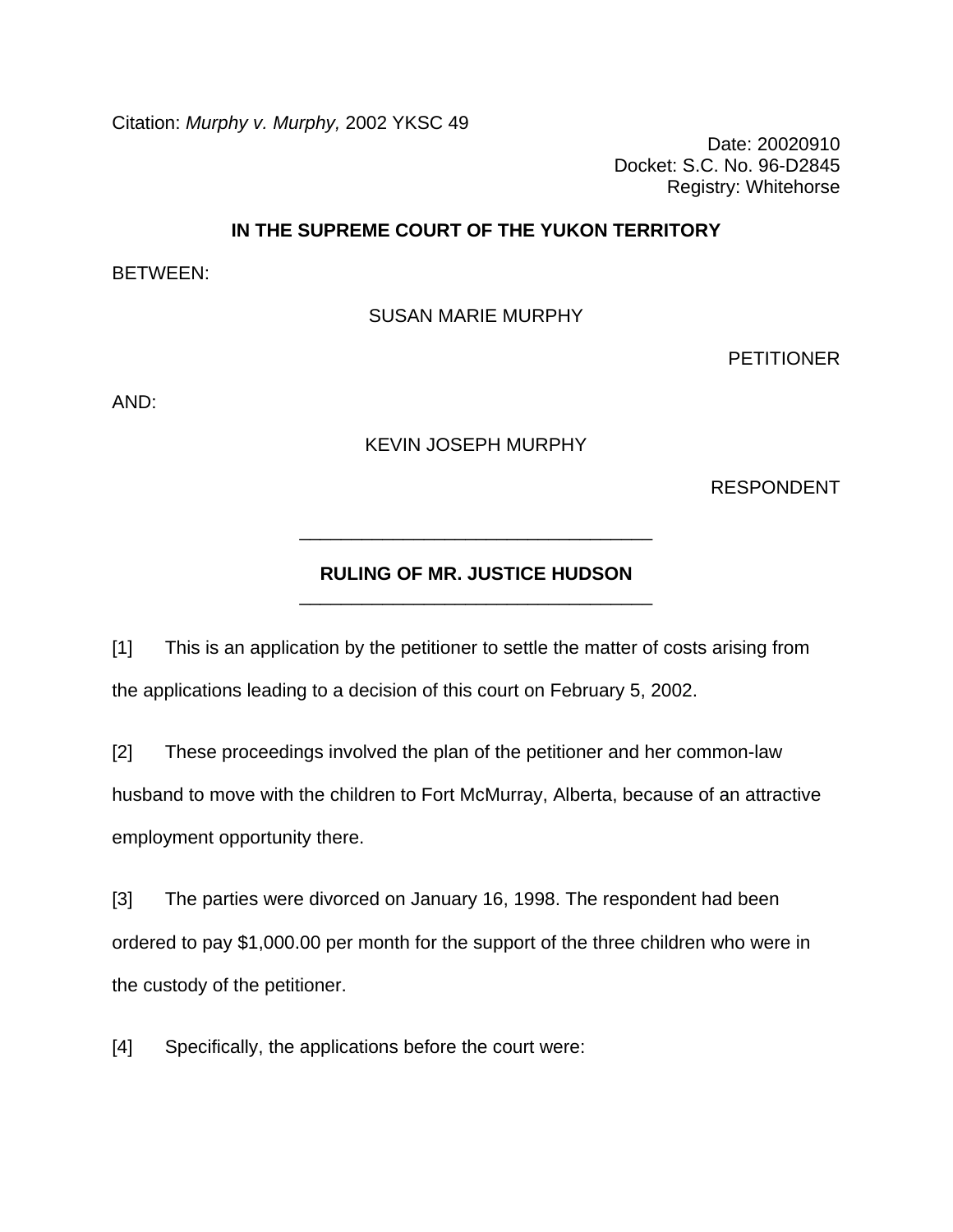Citation: *Murphy v. Murphy,* 2002 YKSC 49

Date: 20020910
Docket: S.C. No. 96-D2845
Registry: Whitehorse

**IN THE SUPREME COURT OF THE YUKON TERRITORY**

BETWEEN:

SUSAN MARIE MURPHY

PETITIONER

AND:

KEVIN JOSEPH MURPHY

RESPONDENT

---

**RULING OF MR. JUSTICE HUDSON**

---

[1] This is an application by the petitioner to settle the matter of costs arising from the applications leading to a decision of this court on February 5, 2002.

[2] These proceedings involved the plan of the petitioner and her common-law husband to move with the children to Fort McMurray, Alberta, because of an attractive employment opportunity there.

[3] The parties were divorced on January 16, 1998. The respondent had been ordered to pay $1,000.00 per month for the support of the three children who were in the custody of the petitioner.

[4] Specifically, the applications before the court were: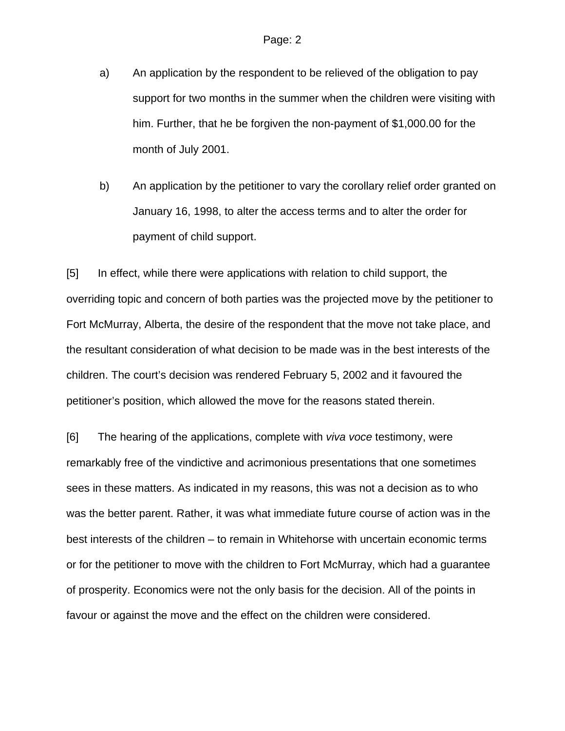a) An application by the respondent to be relieved of the obligation to pay support for two months in the summer when the children were visiting with him. Further, that he be forgiven the non-payment of $1,000.00 for the month of July 2001.

b) An application by the petitioner to vary the corollary relief order granted on January 16, 1998, to alter the access terms and to alter the order for payment of child support.

[5] In effect, while there were applications with relation to child support, the overriding topic and concern of both parties was the projected move by the petitioner to Fort McMurray, Alberta, the desire of the respondent that the move not take place, and the resultant consideration of what decision to be made was in the best interests of the children. The court's decision was rendered February 5, 2002 and it favoured the petitioner's position, which allowed the move for the reasons stated therein.

[6] The hearing of the applications, complete with *viva voce* testimony, were remarkably free of the vindictive and acrimonious presentations that one sometimes sees in these matters. As indicated in my reasons, this was not a decision as to who was the better parent. Rather, it was what immediate future course of action was in the best interests of the children – to remain in Whitehorse with uncertain economic terms or for the petitioner to move with the children to Fort McMurray, which had a guarantee of prosperity. Economics were not the only basis for the decision. All of the points in favour or against the move and the effect on the children were considered.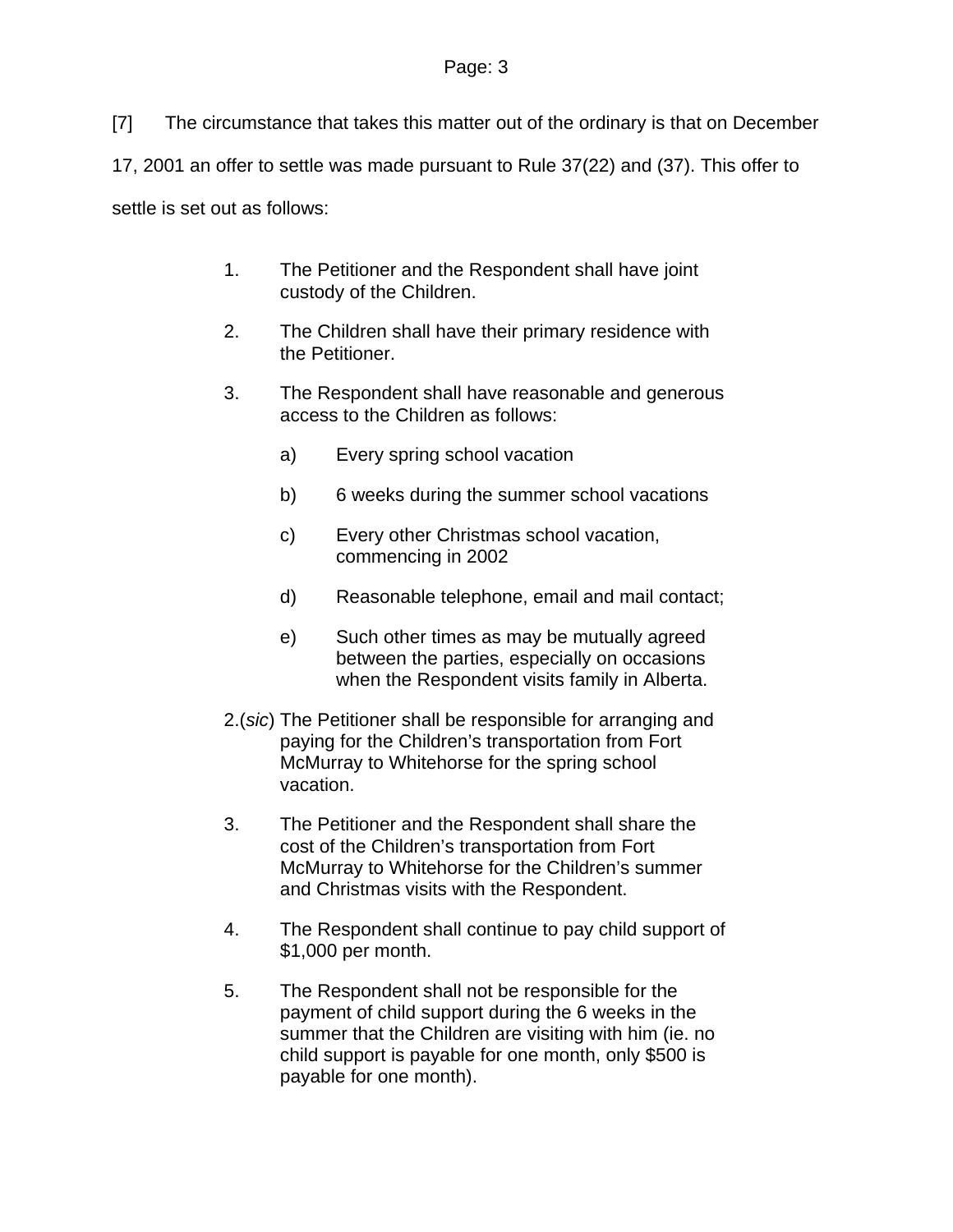[7] The circumstance that takes this matter out of the ordinary is that on December 17, 2001 an offer to settle was made pursuant to Rule 37(22) and (37). This offer to settle is set out as follows:

> 1. The Petitioner and the Respondent shall have joint custody of the Children.
>
> 2. The Children shall have their primary residence with the Petitioner.
>
> 3. The Respondent shall have reasonable and generous access to the Children as follows:
>
>     a) Every spring school vacation
>
>     b) 6 weeks during the summer school vacations
>
>     c) Every other Christmas school vacation, commencing in 2002
>
>     d) Reasonable telephone, email and mail contact;
>
>     e) Such other times as may be mutually agreed between the parties, especially on occasions when the Respondent visits family in Alberta.
>
> 2.(*sic*) The Petitioner shall be responsible for arranging and paying for the Children's transportation from Fort McMurray to Whitehorse for the spring school vacation.
>
> 3. The Petitioner and the Respondent shall share the cost of the Children's transportation from Fort McMurray to Whitehorse for the Children's summer and Christmas visits with the Respondent.
>
> 4. The Respondent shall continue to pay child support of $1,000 per month.
>
> 5. The Respondent shall not be responsible for the payment of child support during the 6 weeks in the summer that the Children are visiting with him (ie. no child support is payable for one month, only $500 is payable for one month).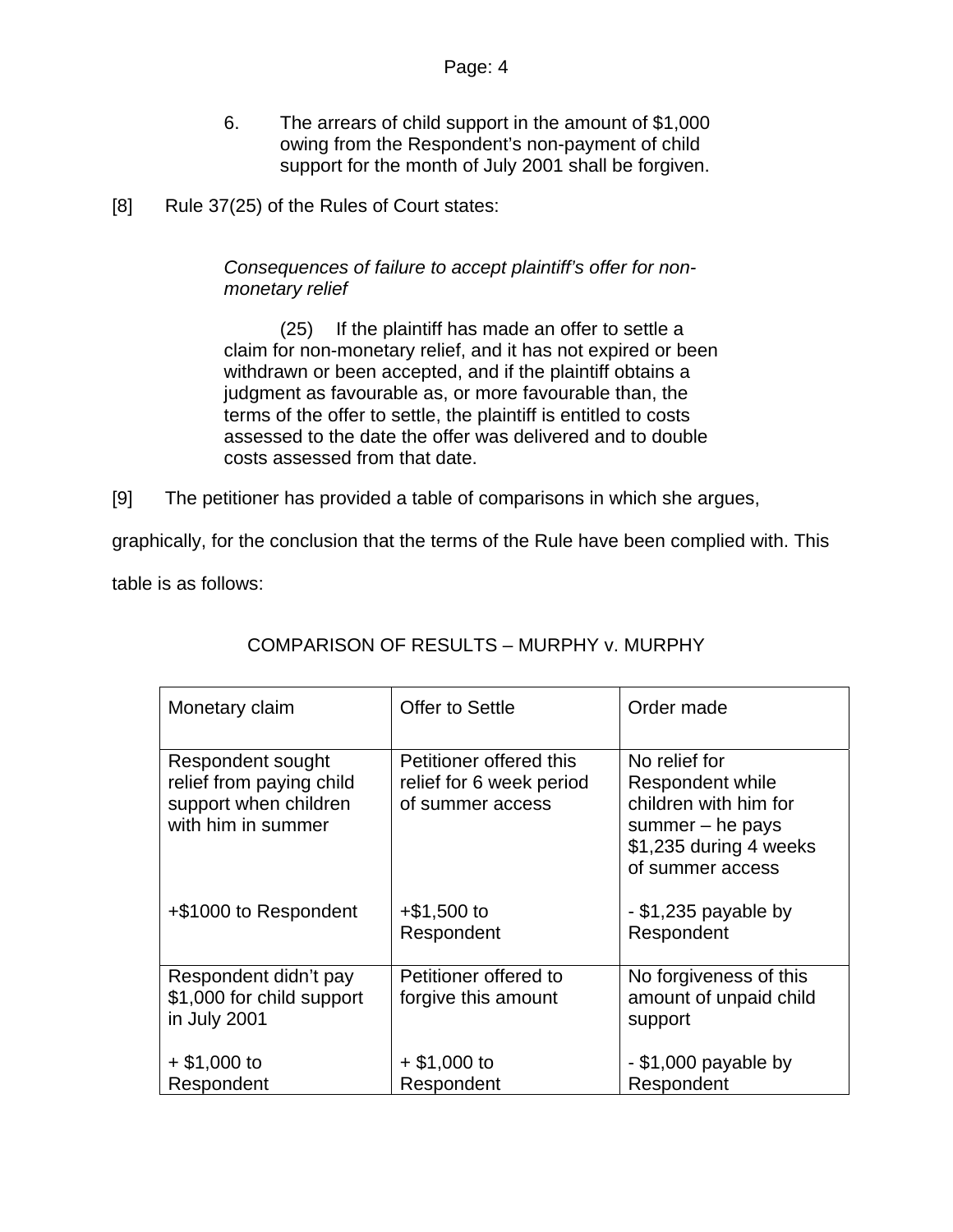6. The arrears of child support in the amount of $1,000 owing from the Respondent's non-payment of child support for the month of July 2001 shall be forgiven.

[8] Rule 37(25) of the Rules of Court states:

> *Consequences of failure to accept plaintiff's offer for non-monetary relief*
>
> (25) If the plaintiff has made an offer to settle a claim for non-monetary relief, and it has not expired or been withdrawn or been accepted, and if the plaintiff obtains a judgment as favourable as, or more favourable than, the terms of the offer to settle, the plaintiff is entitled to costs assessed to the date the offer was delivered and to double costs assessed from that date.

[9] The petitioner has provided a table of comparisons in which she argues, graphically, for the conclusion that the terms of the Rule have been complied with. This table is as follows:

COMPARISON OF RESULTS – MURPHY v. MURPHY

| Monetary claim | Offer to Settle | Order made |
|---|---|---|
| Respondent sought relief from paying child support when children with him in summer<br><br>+$1000 to Respondent | Petitioner offered this relief for 6 week period of summer access<br><br>+$1,500 to Respondent | No relief for Respondent while children with him for summer – he pays $1,235 during 4 weeks of summer access<br><br>- $1,235 payable by Respondent |
| Respondent didn't pay $1,000 for child support in July 2001<br><br>+ $1,000 to Respondent | Petitioner offered to forgive this amount<br><br>+ $1,000 to Respondent | No forgiveness of this amount of unpaid child support<br><br>- $1,000 payable by Respondent |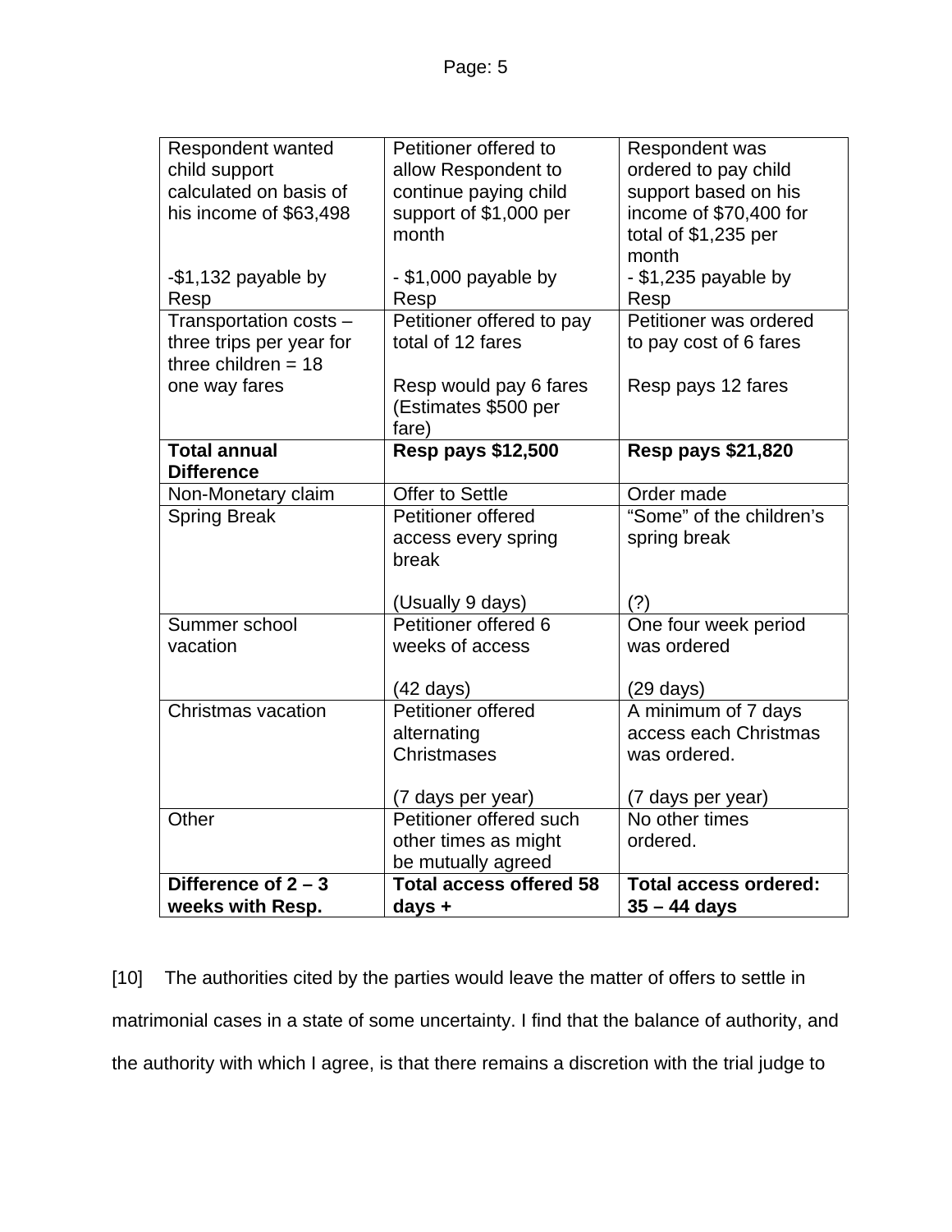| Respondent wanted child support calculated on basis of his income of $63,498<br><br>-$1,132 payable by Resp | Petitioner offered to allow Respondent to continue paying child support of $1,000 per month<br><br>- $1,000 payable by Resp | Respondent was ordered to pay child support based on his income of $70,400 for total of $1,235 per month<br>- $1,235 payable by Resp |
|---|---|---|
| Transportation costs – three trips per year for three children = 18 one way fares | Petitioner offered to pay total of 12 fares<br><br>Resp would pay 6 fares (Estimates $500 per fare) | Petitioner was ordered to pay cost of 6 fares<br><br>Resp pays 12 fares |
| **Total annual Difference** | **Resp pays $12,500** | **Resp pays $21,820** |
| Non-Monetary claim | Offer to Settle | Order made |
| Spring Break | Petitioner offered access every spring break<br><br>(Usually 9 days) | "Some" of the children's spring break<br><br>(?) |
| Summer school vacation | Petitioner offered 6 weeks of access<br><br>(42 days) | One four week period was ordered<br><br>(29 days) |
| Christmas vacation | Petitioner offered alternating Christmases<br><br>(7 days per year) | A minimum of 7 days access each Christmas was ordered.<br><br>(7 days per year) |
| Other | Petitioner offered such other times as might be mutually agreed | No other times ordered. |
| **Difference of 2 – 3 weeks with Resp.** | **Total access offered 58 days +** | **Total access ordered: 35 – 44 days** |

[10] The authorities cited by the parties would leave the matter of offers to settle in matrimonial cases in a state of some uncertainty. I find that the balance of authority, and the authority with which I agree, is that there remains a discretion with the trial judge to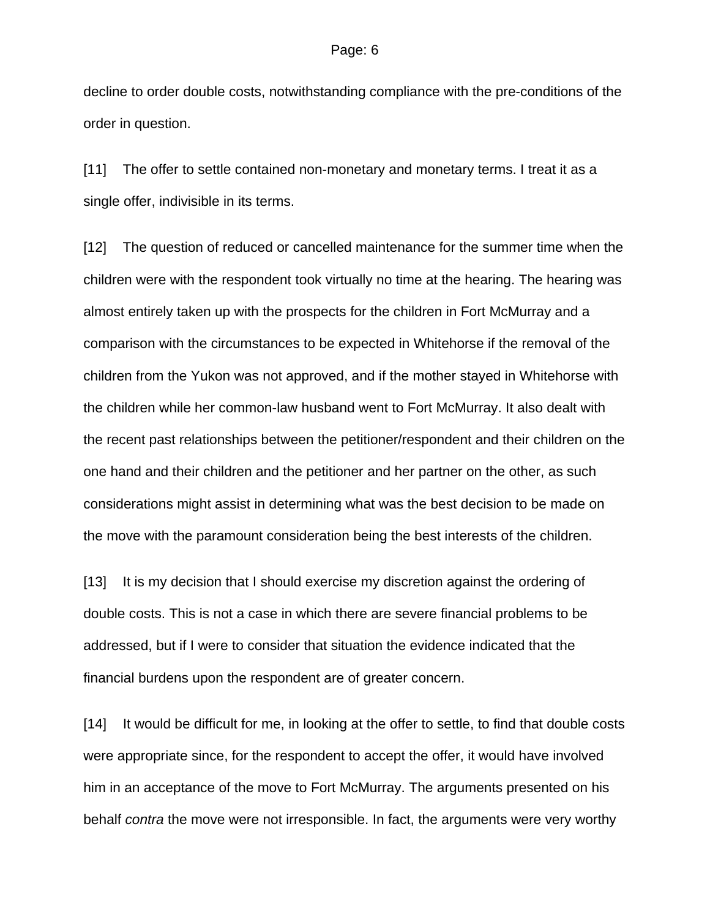decline to order double costs, notwithstanding compliance with the pre-conditions of the order in question.

[11] The offer to settle contained non-monetary and monetary terms. I treat it as a single offer, indivisible in its terms.

[12] The question of reduced or cancelled maintenance for the summer time when the children were with the respondent took virtually no time at the hearing. The hearing was almost entirely taken up with the prospects for the children in Fort McMurray and a comparison with the circumstances to be expected in Whitehorse if the removal of the children from the Yukon was not approved, and if the mother stayed in Whitehorse with the children while her common-law husband went to Fort McMurray. It also dealt with the recent past relationships between the petitioner/respondent and their children on the one hand and their children and the petitioner and her partner on the other, as such considerations might assist in determining what was the best decision to be made on the move with the paramount consideration being the best interests of the children.

[13] It is my decision that I should exercise my discretion against the ordering of double costs. This is not a case in which there are severe financial problems to be addressed, but if I were to consider that situation the evidence indicated that the financial burdens upon the respondent are of greater concern.

[14] It would be difficult for me, in looking at the offer to settle, to find that double costs were appropriate since, for the respondent to accept the offer, it would have involved him in an acceptance of the move to Fort McMurray. The arguments presented on his behalf *contra* the move were not irresponsible. In fact, the arguments were very worthy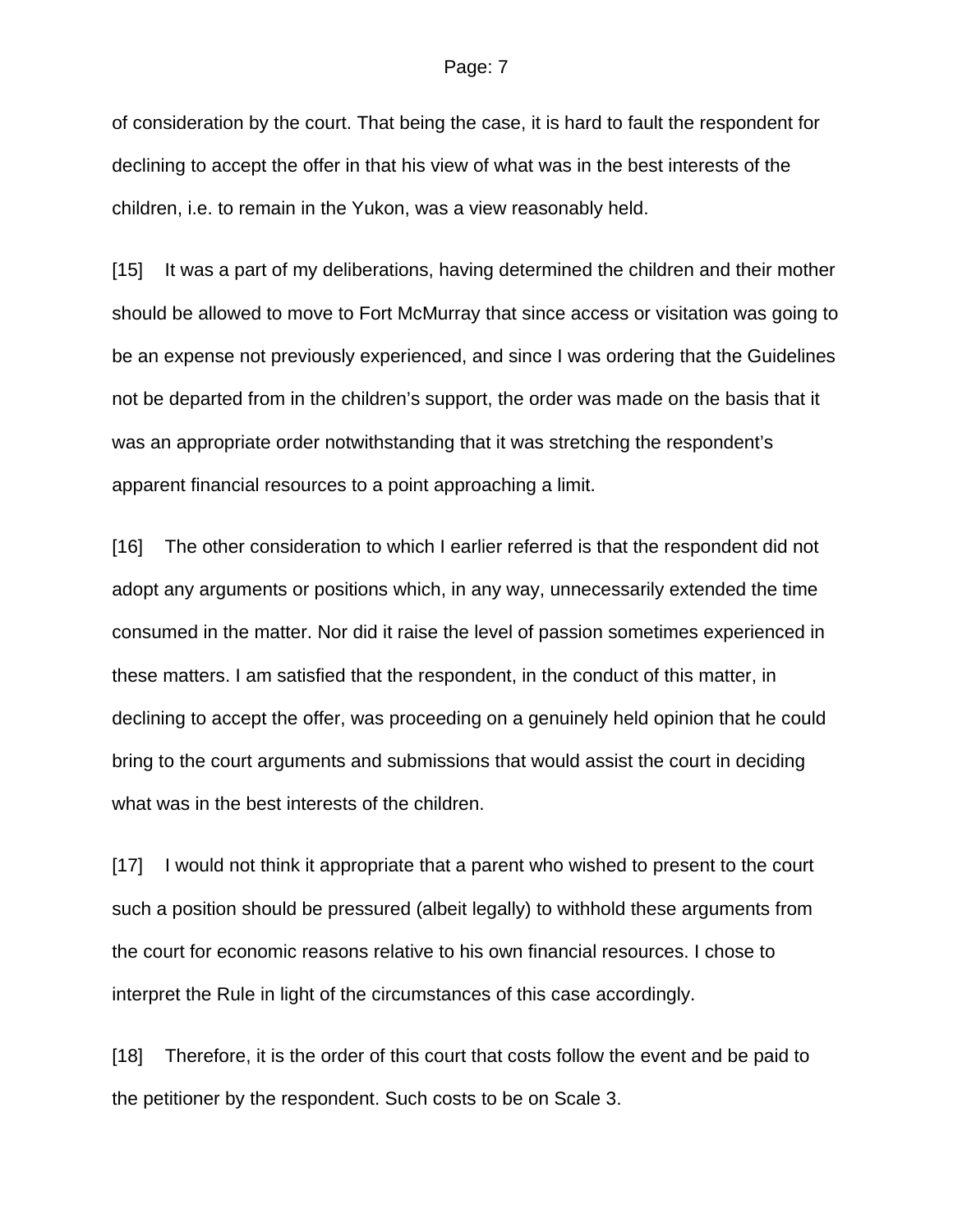of consideration by the court. That being the case, it is hard to fault the respondent for declining to accept the offer in that his view of what was in the best interests of the children, i.e. to remain in the Yukon, was a view reasonably held.

[15] It was a part of my deliberations, having determined the children and their mother should be allowed to move to Fort McMurray that since access or visitation was going to be an expense not previously experienced, and since I was ordering that the Guidelines not be departed from in the children's support, the order was made on the basis that it was an appropriate order notwithstanding that it was stretching the respondent's apparent financial resources to a point approaching a limit.

[16] The other consideration to which I earlier referred is that the respondent did not adopt any arguments or positions which, in any way, unnecessarily extended the time consumed in the matter. Nor did it raise the level of passion sometimes experienced in these matters. I am satisfied that the respondent, in the conduct of this matter, in declining to accept the offer, was proceeding on a genuinely held opinion that he could bring to the court arguments and submissions that would assist the court in deciding what was in the best interests of the children.

[17] I would not think it appropriate that a parent who wished to present to the court such a position should be pressured (albeit legally) to withhold these arguments from the court for economic reasons relative to his own financial resources. I chose to interpret the Rule in light of the circumstances of this case accordingly.

[18] Therefore, it is the order of this court that costs follow the event and be paid to the petitioner by the respondent. Such costs to be on Scale 3.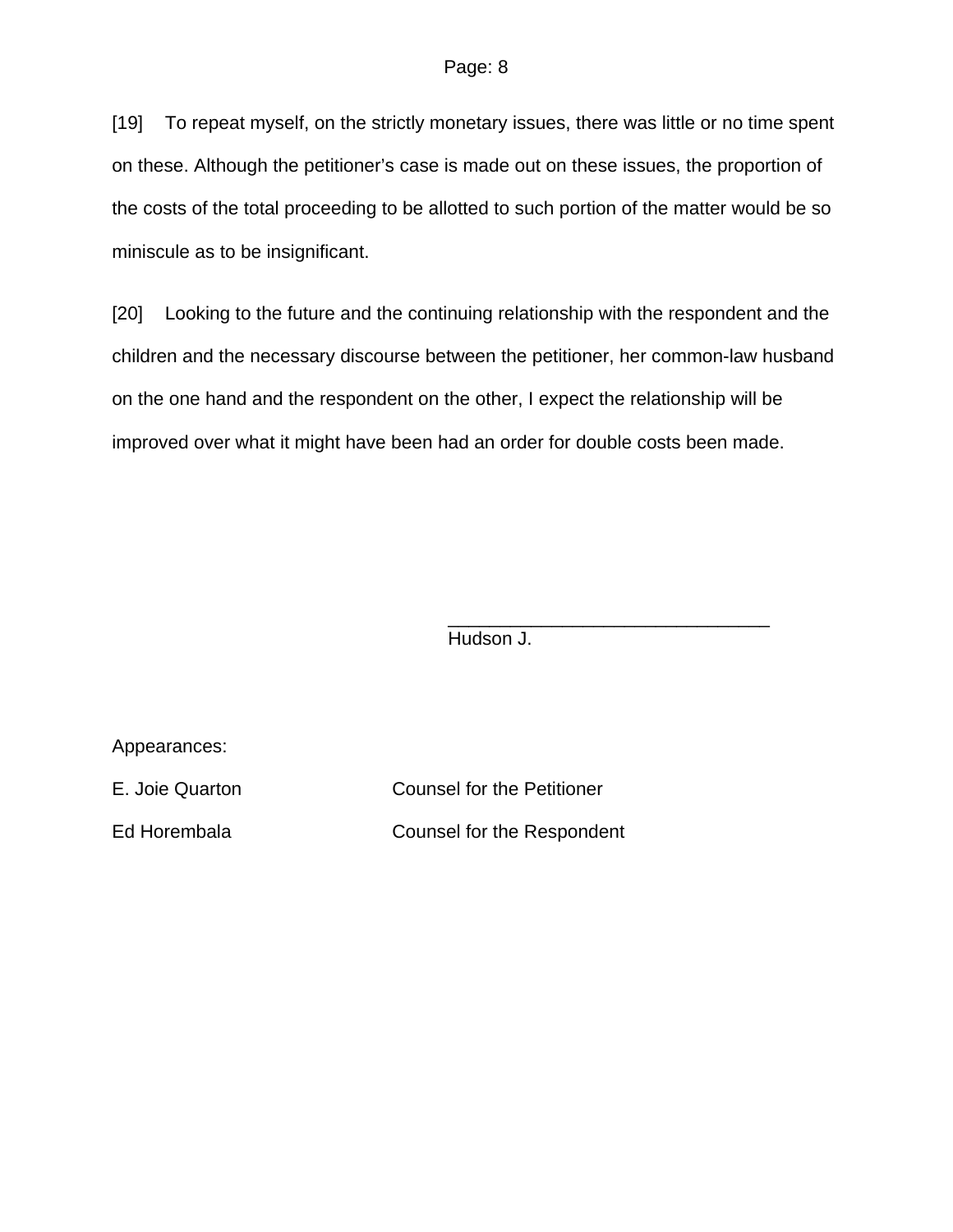[19] To repeat myself, on the strictly monetary issues, there was little or no time spent on these. Although the petitioner's case is made out on these issues, the proportion of the costs of the total proceeding to be allotted to such portion of the matter would be so miniscule as to be insignificant.

[20] Looking to the future and the continuing relationship with the respondent and the children and the necessary discourse between the petitioner, her common-law husband on the one hand and the respondent on the other, I expect the relationship will be improved over what it might have been had an order for double costs been made.

_______________________________
Hudson J.

Appearances:

| | |
|---|---|
| E. Joie Quarton | Counsel for the Petitioner |
| Ed Horembala | Counsel for the Respondent |